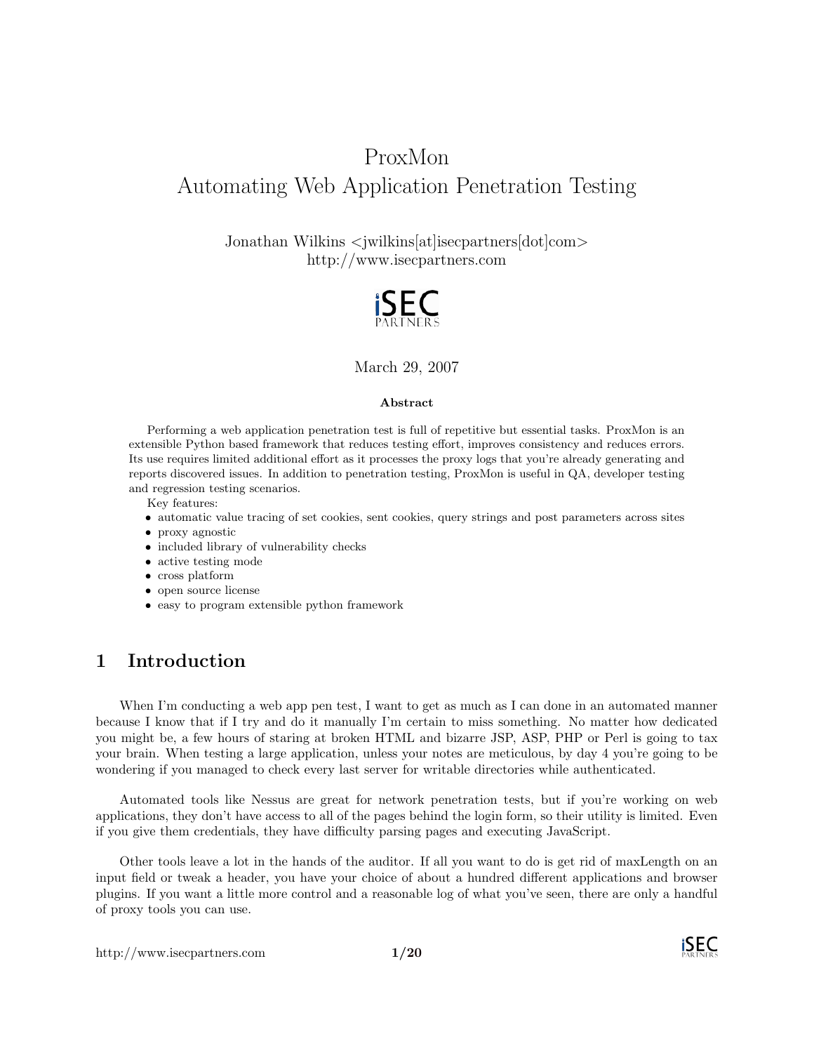# ProxMon
# Automating Web Application Penetration Testing

Jonathan Wilkins <jwilkins[at]isecpartners[dot]com>
http://www.isecpartners.com

March 29, 2007

**Abstract**

Performing a web application penetration test is full of repetitive but essential tasks. ProxMon is an extensible Python based framework that reduces testing effort, improves consistency and reduces errors. Its use requires limited additional effort as it processes the proxy logs that you're already generating and reports discovered issues. In addition to penetration testing, ProxMon is useful in QA, developer testing and regression testing scenarios.

Key features:

- automatic value tracing of set cookies, sent cookies, query strings and post parameters across sites
- proxy agnostic
- included library of vulnerability checks
- active testing mode
- cross platform
- open source license
- easy to program extensible python framework

## 1 Introduction

When I'm conducting a web app pen test, I want to get as much as I can done in an automated manner because I know that if I try and do it manually I'm certain to miss something. No matter how dedicated you might be, a few hours of staring at broken HTML and bizarre JSP, ASP, PHP or Perl is going to tax your brain. When testing a large application, unless your notes are meticulous, by day 4 you're going to be wondering if you managed to check every last server for writable directories while authenticated.

Automated tools like Nessus are great for network penetration tests, but if you're working on web applications, they don't have access to all of the pages behind the login form, so their utility is limited. Even if you give them credentials, they have difficulty parsing pages and executing JavaScript.

Other tools leave a lot in the hands of the auditor. If all you want to do is get rid of maxLength on an input field or tweak a header, you have your choice of about a hundred different applications and browser plugins. If you want a little more control and a reasonable log of what you've seen, there are only a handful of proxy tools you can use.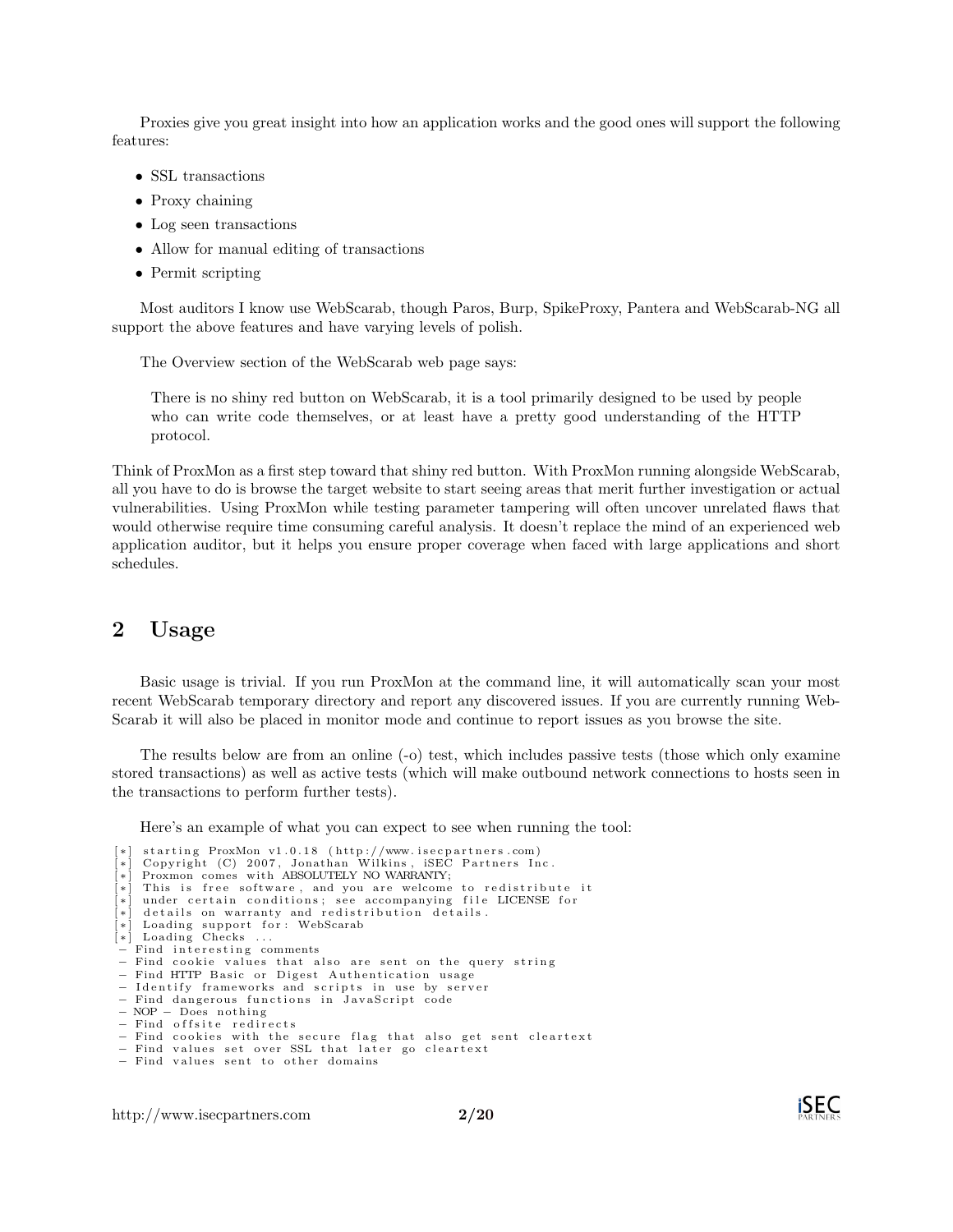Proxies give you great insight into how an application works and the good ones will support the following features:

- SSL transactions
- Proxy chaining
- Log seen transactions
- Allow for manual editing of transactions
- Permit scripting

Most auditors I know use WebScarab, though Paros, Burp, SpikeProxy, Pantera and WebScarab-NG all support the above features and have varying levels of polish.

The Overview section of the WebScarab web page says:

> There is no shiny red button on WebScarab, it is a tool primarily designed to be used by people who can write code themselves, or at least have a pretty good understanding of the HTTP protocol.

Think of ProxMon as a first step toward that shiny red button. With ProxMon running alongside WebScarab, all you have to do is browse the target website to start seeing areas that merit further investigation or actual vulnerabilities. Using ProxMon while testing parameter tampering will often uncover unrelated flaws that would otherwise require time consuming careful analysis. It doesn't replace the mind of an experienced web application auditor, but it helps you ensure proper coverage when faced with large applications and short schedules.

## 2 Usage

Basic usage is trivial. If you run ProxMon at the command line, it will automatically scan your most recent WebScarab temporary directory and report any discovered issues. If you are currently running WebScarab it will also be placed in monitor mode and continue to report issues as you browse the site.

The results below are from an online (-o) test, which includes passive tests (those which only examine stored transactions) as well as active tests (which will make outbound network connections to hosts seen in the transactions to perform further tests).

Here's an example of what you can expect to see when running the tool:

```
[*] starting ProxMon v1.0.18 (http://www.isecpartners.com)
[*] Copyright (C) 2007, Jonathan Wilkins, iSEC Partners Inc.
[*] Proxmon comes with ABSOLUTELY NO WARRANTY;
[*] This is free software, and you are welcome to redistribute it
[*] under certain conditions; see accompanying file LICENSE for
[*] details on warranty and redistribution details.
[*] Loading support for: WebScarab
[*] Loading Checks ...
 - Find interesting comments
 - Find cookie values that also are sent on the query string
 - Find HTTP Basic or Digest Authentication usage
 - Identify frameworks and scripts in use by server
 - Find dangerous functions in JavaScript code
 - NOP - Does nothing
 - Find offsite redirects
 - Find cookies with the secure flag that also get sent cleartext
 - Find values set over SSL that later go cleartext
 - Find values sent to other domains
```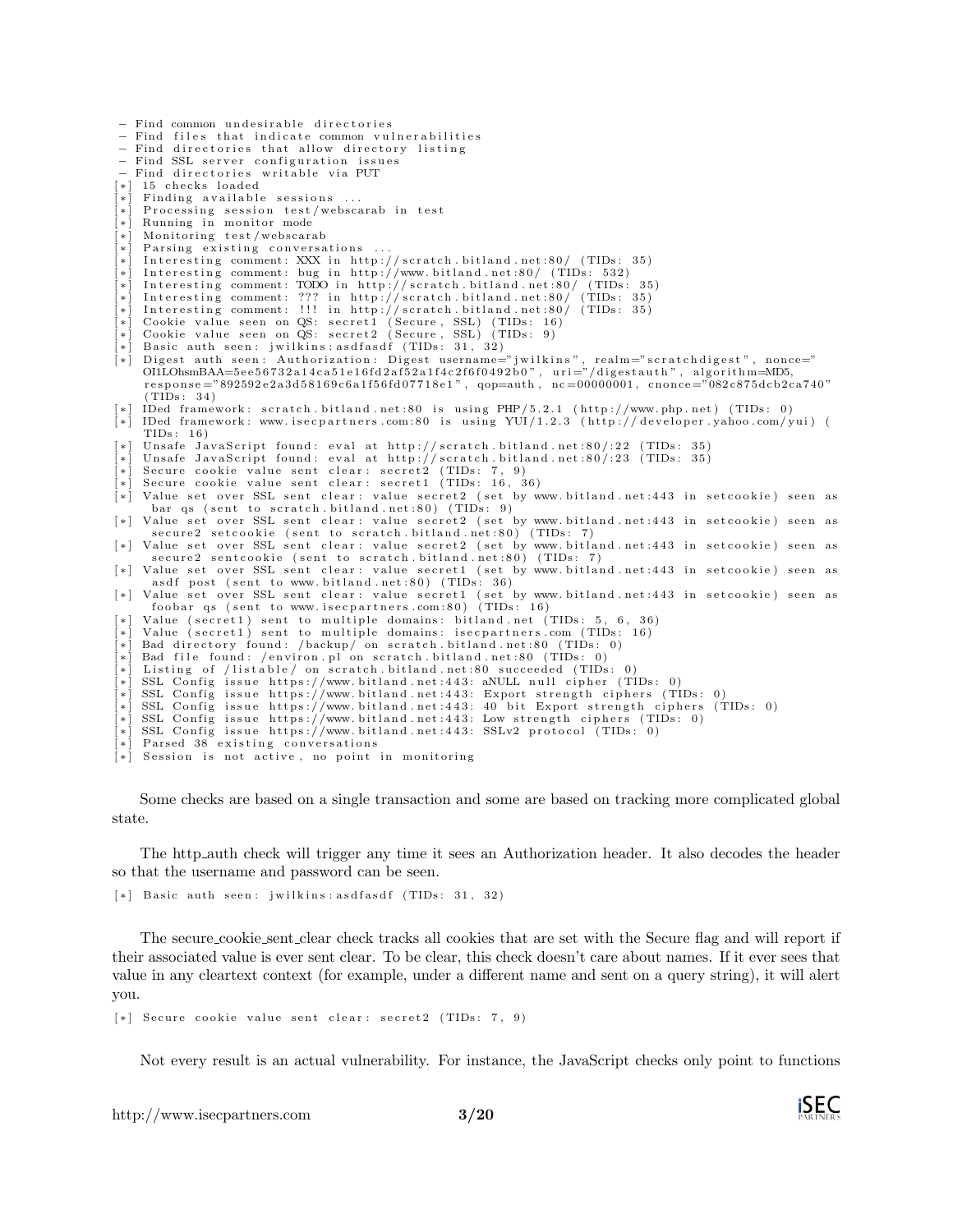```
- Find common undesirable directories
- Find files that indicate common vulnerabilities
- Find directories that allow directory listing
- Find SSL server configuration issues
- Find directories writable via PUT
[*] 15 checks loaded
[*] Finding available sessions ...
[*] Processing session test/webscarab in test
[*] Running in monitor mode
[*] Monitoring test/webscarab
[*] Parsing existing conversations ...
[*] Interesting comment: XXX in http://scratch.bitland.net:80/ (TIDs: 35)
[*] Interesting comment: bug in http://www.bitland.net:80/ (TIDs: 532)
[*] Interesting comment: TODO in http://scratch.bitland.net:80/ (TIDs: 35)
[*] Interesting comment: ??? in http://scratch.bitland.net:80/ (TIDs: 35)
[*] Interesting comment: !!! in http://scratch.bitland.net:80/ (TIDs: 35)
[*] Cookie value seen on QS: secret1 (Secure, SSL) (TIDs: 16)
[*] Cookie value seen on QS: secret2 (Secure, SSL) (TIDs: 9)
[*] Basic auth seen: jwilkins:asdfasdf (TIDs: 31, 32)
[*] Digest auth seen: Authorization: Digest username="jwilkins", realm="scratchdigest", nonce="
    Ol1LOhsmBAA=5ee56732a14ca51e16fd2af52a1f4c2f6f0492b0", uri="/digestauth", algorithm=MD5,
    response="892592e2a3d58169c6a1f56fd07718e1", qop=auth, nc=00000001, cnonce="082c875dcb2ca740"
    (TIDs: 34)
[*] IDed framework: scratch.bitland.net:80 is using PHP/5.2.1 (http://www.php.net) (TIDs: 0)
[*] IDed framework: www.isecpartners.com:80 is using YUI/1.2.3 (http://developer.yahoo.com/yui) (
    TIDs: 16)
[*] Unsafe JavaScript found: eval at http://scratch.bitland.net:80/:22 (TIDs: 35)
[*] Unsafe JavaScript found: eval at http://scratch.bitland.net:80/:23 (TIDs: 35)
[*] Secure cookie value sent clear: secret2 (TIDs: 7, 9)
[*] Secure cookie value sent clear: secret1 (TIDs: 16, 36)
[*] Value set over SSL sent clear: value secret2 (set by www.bitland.net:443 in setcookie) seen as
    bar qs (sent to scratch.bitland.net:80) (TIDs: 9)
[*] Value set over SSL sent clear: value secret2 (set by www.bitland.net:443 in setcookie) seen as
    secure2 setcookie (sent to scratch.bitland.net:80) (TIDs: 7)
[*] Value set over SSL sent clear: value secret2 (set by www.bitland.net:443 in setcookie) seen as
    secure2 sentcookie (sent to scratch.bitland.net:80) (TIDs: 7)
[*] Value set over SSL sent clear: value secret1 (set by www.bitland.net:443 in setcookie) seen as
    asdf post (sent to www.bitland.net:80) (TIDs: 36)
[*] Value set over SSL sent clear: value secret1 (set by www.bitland.net:443 in setcookie) seen as
    foobar qs (sent to www.isecpartners.com:80) (TIDs: 16)
[*] Value (secret1) sent to multiple domains: bitland.net (TIDs: 5, 6, 36)
[*] Value (secret1) sent to multiple domains: isecpartners.com (TIDs: 16)
[*] Bad directory found: /backup/ on scratch.bitland.net:80 (TIDs: 0)
[*] Bad file found: /environ.pl on scratch.bitland.net:80 (TIDs: 0)
[*] Listing of /listable/ on scratch.bitland.net:80 succeeded (TIDs: 0)
[*] SSL Config issue https://www.bitland.net:443: aNULL null cipher (TIDs: 0)
[*] SSL Config issue https://www.bitland.net:443: Export strength ciphers (TIDs: 0)
[*] SSL Config issue https://www.bitland.net:443: 40 bit Export strength ciphers (TIDs: 0)
[*] SSL Config issue https://www.bitland.net:443: Low strength ciphers (TIDs: 0)
[*] SSL Config issue https://www.bitland.net:443: SSLv2 protocol (TIDs: 0)
[*] Parsed 38 existing conversations
[*] Session is not active, no point in monitoring
```

Some checks are based on a single transaction and some are based on tracking more complicated global state.

The http_auth check will trigger any time it sees an Authorization header. It also decodes the header so that the username and password can be seen.

```
[*] Basic auth seen: jwilkins:asdfasdf (TIDs: 31, 32)
```

The secure_cookie_sent_clear check tracks all cookies that are set with the Secure flag and will report if their associated value is ever sent clear. To be clear, this check doesn't care about names. If it ever sees that value in any cleartext context (for example, under a different name and sent on a query string), it will alert you.

```
[*] Secure cookie value sent clear: secret2 (TIDs: 7, 9)
```

Not every result is an actual vulnerability. For instance, the JavaScript checks only point to functions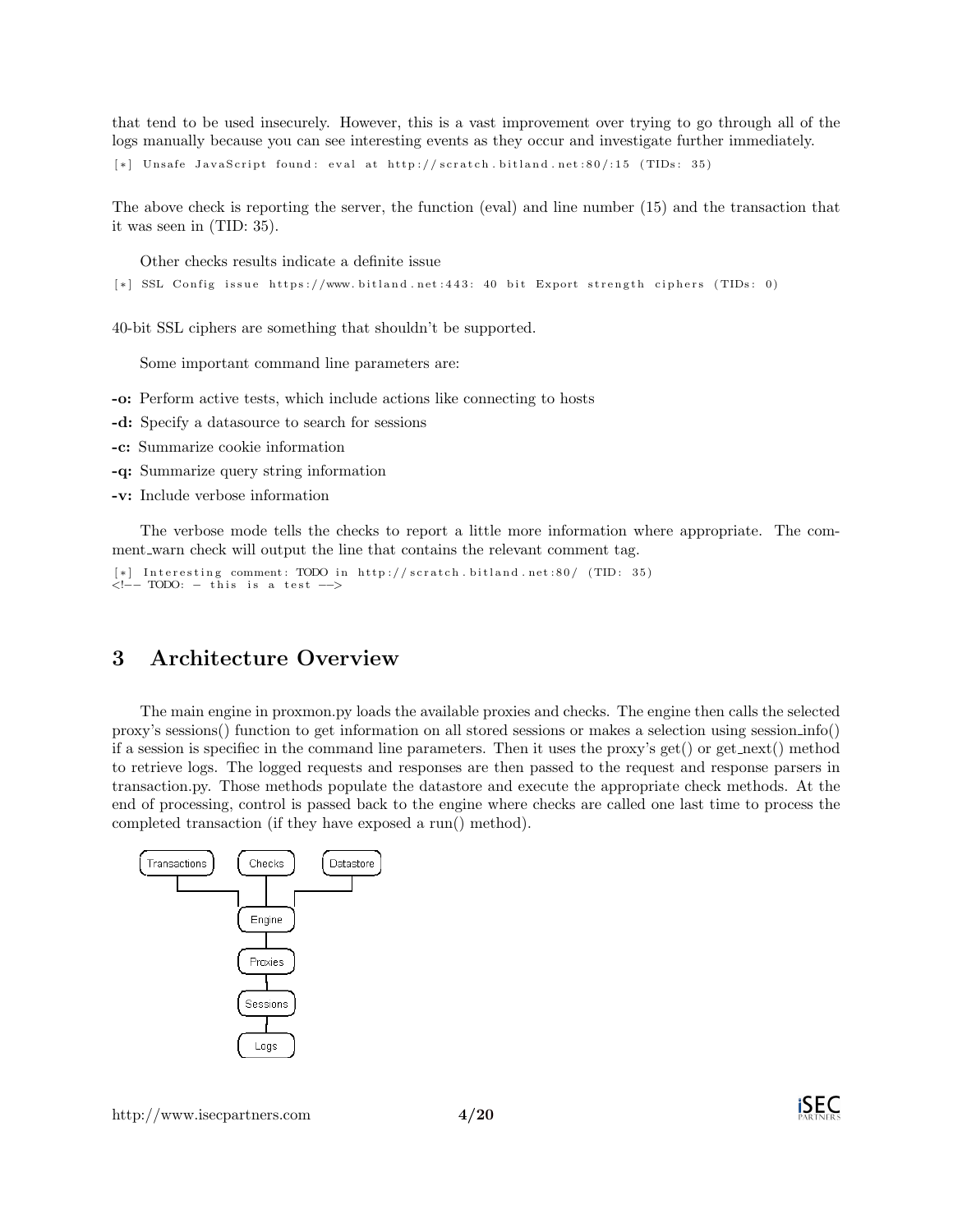that tend to be used insecurely. However, this is a vast improvement over trying to go through all of the logs manually because you can see interesting events as they occur and investigate further immediately.

```
[*] Unsafe JavaScript found: eval at http://scratch.bitland.net:80/:15 (TIDs: 35)
```

The above check is reporting the server, the function (eval) and line number (15) and the transaction that it was seen in (TID: 35).

Other checks results indicate a definite issue

```
[*] SSL Config issue https://www.bitland.net:443: 40 bit Export strength ciphers (TIDs: 0)
```

40-bit SSL ciphers are something that shouldn't be supported.

Some important command line parameters are:

**-o:** Perform active tests, which include actions like connecting to hosts

**-d:** Specify a datasource to search for sessions

**-c:** Summarize cookie information

**-q:** Summarize query string information

**-v:** Include verbose information

The verbose mode tells the checks to report a little more information where appropriate. The comment_warn check will output the line that contains the relevant comment tag.

```
[*] Interesting comment: TODO in http://scratch.bitland.net:80/ (TID: 35)
<!-- TODO: - this is a test -->
```

# 3 Architecture Overview

The main engine in proxmon.py loads the available proxies and checks. The engine then calls the selected proxy's sessions() function to get information on all stored sessions or makes a selection using session_info() if a session is specifiec in the command line parameters. Then it uses the proxy's get() or get_next() method to retrieve logs. The logged requests and responses are then passed to the request and response parsers in transaction.py. Those methods populate the datastore and execute the appropriate check methods. At the end of processing, control is passed back to the engine where checks are called one last time to process the completed transaction (if they have exposed a run() method).

```
Transactions    Checks    Datastore
      \           |          /
            Engine
              |
            Proxies
              |
            Sessions
              |
             Logs
```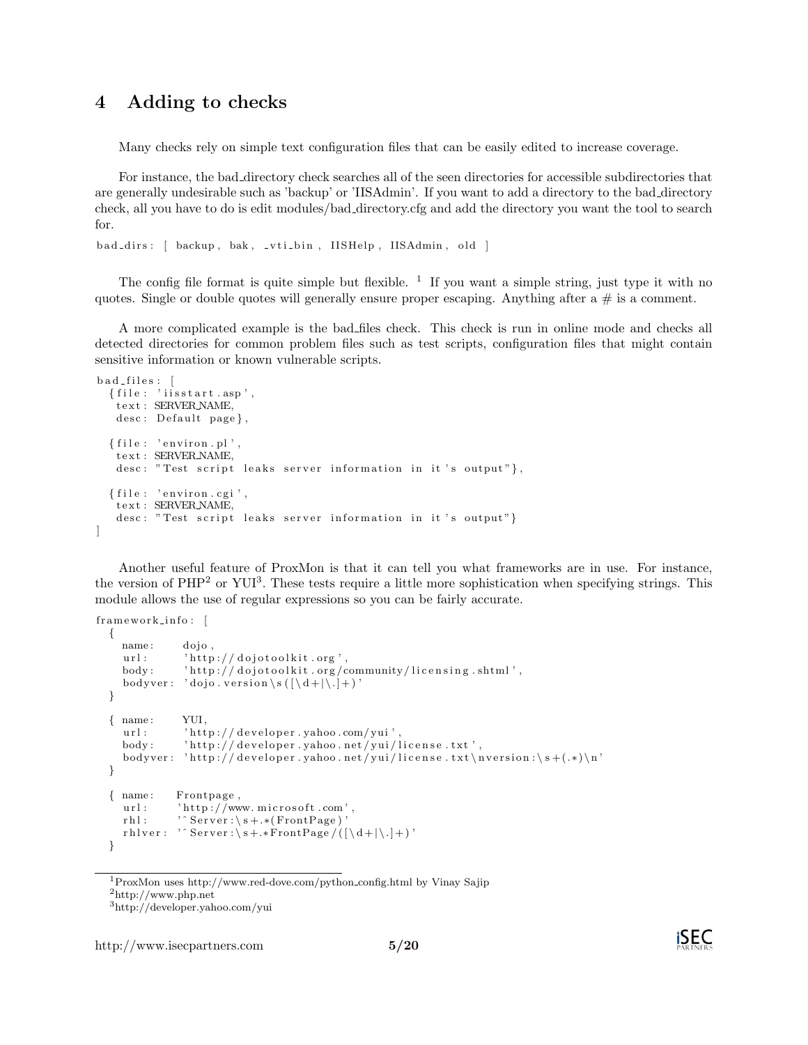## 4 Adding to checks

Many checks rely on simple text configuration files that can be easily edited to increase coverage.

For instance, the bad_directory check searches all of the seen directories for accessible subdirectories that are generally undesirable such as 'backup' or 'IISAdmin'. If you want to add a directory to the bad_directory check, all you have to do is edit modules/bad_directory.cfg and add the directory you want the tool to search for.

```
bad_dirs: [ backup, bak, _vti_bin, IISHelp, IISAdmin, old ]
```

The config file format is quite simple but flexible. [1] If you want a simple string, just type it with no quotes. Single or double quotes will generally ensure proper escaping. Anything after a # is a comment.

A more complicated example is the bad_files check. This check is run in online mode and checks all detected directories for common problem files such as test scripts, configuration files that might contain sensitive information or known vulnerable scripts.

```
bad_files: [
  {file: 'iisstart.asp',
   text: SERVER_NAME,
   desc: Default page},

  {file: 'environ.pl',
   text: SERVER_NAME,
   desc: "Test script leaks server information in it's output"},

  {file: 'environ.cgi',
   text: SERVER_NAME,
   desc: "Test script leaks server information in it's output"}
]
```

Another useful feature of ProxMon is that it can tell you what frameworks are in use. For instance, the version of PHP[2] or YUI[3]. These tests require a little more sophistication when specifying strings. This module allows the use of regular expressions so you can be fairly accurate.

```
framework_info: [
  {
    name:    dojo,
    url:     'http://dojotoolkit.org',
    body:    'http://dojotoolkit.org/community/licensing.shtml',
    bodyver: 'dojo.version\s([\d+|\.]+)'
  }

  { name:    YUI,
    url:     'http://developer.yahoo.com/yui',
    body:    'http://developer.yahoo.net/yui/license.txt',
    bodyver: 'http://developer.yahoo.net/yui/license.txt\nversion:\s+(.*)\n'
  }

  { name:   Frontpage,
    url:    'http://www.microsoft.com',
    rhl:    '^Server:\s+.*(FrontPage)'
    rhlver: '^Server:\s+.*FrontPage/([\d+|\.]+)'
  }
```

[1] ProxMon uses http://www.red-dove.com/python_config.html by Vinay Sajip

[2] http://www.php.net

[3] http://developer.yahoo.com/yui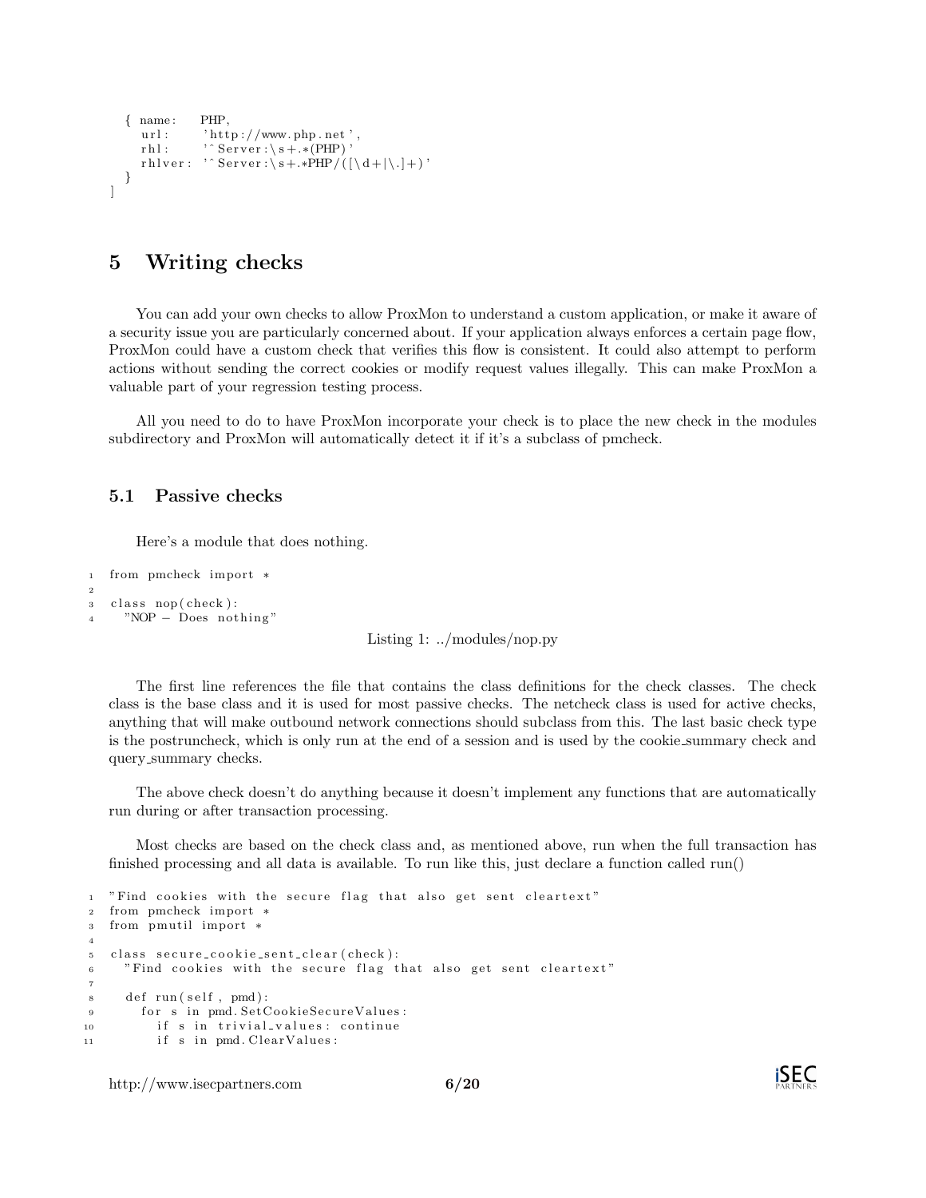```
  { name:    PHP,
    url:     'http://www.php.net',
    rhl:     '^Server:\s+.*(PHP)'
    rhlver:  '^Server:\s+.*PHP/([\d+|\.]+)'
  }
]
```

## 5 Writing checks

You can add your own checks to allow ProxMon to understand a custom application, or make it aware of a security issue you are particularly concerned about. If your application always enforces a certain page flow, ProxMon could have a custom check that verifies this flow is consistent. It could also attempt to perform actions without sending the correct cookies or modify request values illegally. This can make ProxMon a valuable part of your regression testing process.

All you need to do to have ProxMon incorporate your check is to place the new check in the modules subdirectory and ProxMon will automatically detect it if it's a subclass of pmcheck.

### 5.1 Passive checks

Here's a module that does nothing.

```
1 from pmcheck import *
2
3 class nop(check):
4   "NOP - Does nothing"
```

Listing 1: ../modules/nop.py

The first line references the file that contains the class definitions for the check classes. The check class is the base class and it is used for most passive checks. The netcheck class is used for active checks, anything that will make outbound network connections should subclass from this. The last basic check type is the postruncheck, which is only run at the end of a session and is used by the cookie_summary check and query_summary checks.

The above check doesn't do anything because it doesn't implement any functions that are automatically run during or after transaction processing.

Most checks are based on the check class and, as mentioned above, run when the full transaction has finished processing and all data is available. To run like this, just declare a function called run()

```
1  "Find cookies with the secure flag that also get sent cleartext"
2  from pmcheck import *
3  from pmutil import *
4
5  class secure_cookie_sent_clear(check):
6    "Find cookies with the secure flag that also get sent cleartext"
7
8    def run(self, pmd):
9      for s in pmd.SetCookieSecureValues:
10       if s in trivial_values: continue
11       if s in pmd.ClearValues:
```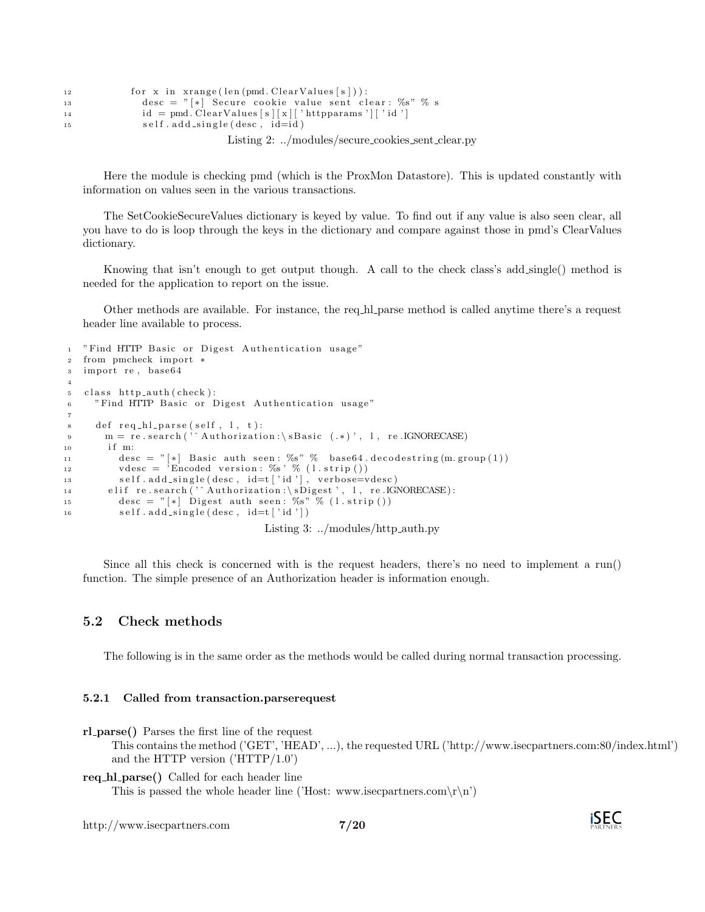```
            for x in xrange(len(pmd.ClearValues[s])):
                desc = "[*] Secure cookie value sent clear: %s" % s
                id = pmd.ClearValues[s][x]['httpparams']['id']
                self.add_single(desc, id=id)
```

Listing 2: ../modules/secure_cookies_sent_clear.py

Here the module is checking pmd (which is the ProxMon Datastore). This is updated constantly with information on values seen in the various transactions.

The SetCookieSecureValues dictionary is keyed by value. To find out if any value is also seen clear, all you have to do is loop through the keys in the dictionary and compare against those in pmd's ClearValues dictionary.

Knowing that isn't enough to get output though. A call to the check class's add_single() method is needed for the application to report on the issue.

Other methods are available. For instance, the req_hl_parse method is called anytime there's a request header line available to process.

```
"Find HTTP Basic or Digest Authentication usage"
from pmcheck import *
import re, base64

class http_auth(check):
  "Find HTTP Basic or Digest Authentication usage"

  def req_hl_parse(self, l, t):
    m = re.search('^Authorization:\sBasic (.*)', l, re.IGNORECASE)
    if m:
      desc = "[*] Basic auth seen: %s" % base64.decodestring(m.group(1))
      vdesc = 'Encoded version: %s' % (l.strip())
      self.add_single(desc, id=t['id'], verbose=vdesc)
    elif re.search('^Authorization:\sDigest', l, re.IGNORECASE):
      desc = "[*] Digest auth seen: %s" % (l.strip())
      self.add_single(desc, id=t['id'])
```

Listing 3: ../modules/http_auth.py

Since all this check is concerned with is the request headers, there's no need to implement a run() function. The simple presence of an Authorization header is information enough.

## 5.2 Check methods

The following is in the same order as the methods would be called during normal transaction processing.

### 5.2.1 Called from transaction.parserequest

**rl_parse()** Parses the first line of the request
  This contains the method ('GET', 'HEAD', ...), the requested URL ('http://www.isecpartners.com:80/index.html') and the HTTP version ('HTTP/1.0')

**req_hl_parse()** Called for each header line
  This is passed the whole header line ('Host: www.isecpartners.com\r\n')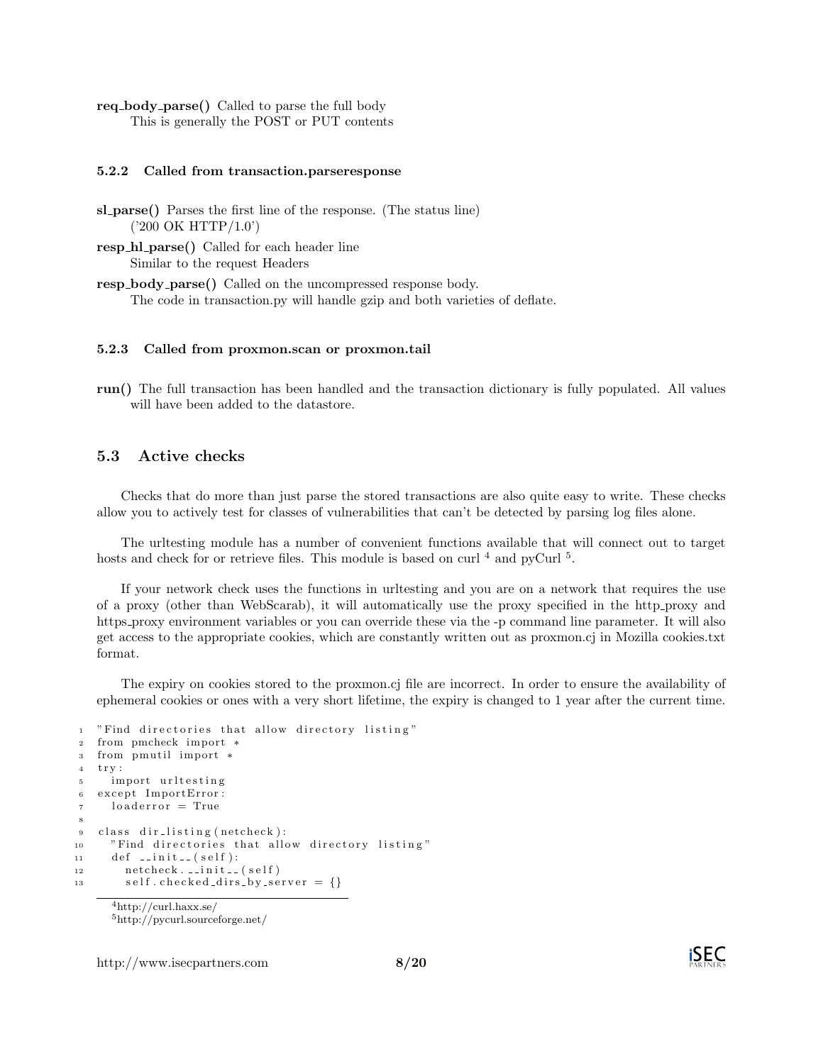**req_body_parse()** Called to parse the full body
This is generally the POST or PUT contents

#### 5.2.2 Called from transaction.parseresponse

**sl_parse()** Parses the first line of the response. (The status line)
('200 OK HTTP/1.0')

**resp_hl_parse()** Called for each header line
Similar to the request Headers

**resp_body_parse()** Called on the uncompressed response body.
The code in transaction.py will handle gzip and both varieties of deflate.

#### 5.2.3 Called from proxmon.scan or proxmon.tail

**run()** The full transaction has been handled and the transaction dictionary is fully populated. All values will have been added to the datastore.

### 5.3 Active checks

Checks that do more than just parse the stored transactions are also quite easy to write. These checks allow you to actively test for classes of vulnerabilities that can't be detected by parsing log files alone.

The urltesting module has a number of convenient functions available that will connect out to target hosts and check for or retrieve files. This module is based on curl [4] and pyCurl [5].

If your network check uses the functions in urltesting and you are on a network that requires the use of a proxy (other than WebScarab), it will automatically use the proxy specified in the http_proxy and https_proxy environment variables or you can override these via the -p command line parameter. It will also get access to the appropriate cookies, which are constantly written out as proxmon.cj in Mozilla cookies.txt format.

The expiry on cookies stored to the proxmon.cj file are incorrect. In order to ensure the availability of ephemeral cookies or ones with a very short lifetime, the expiry is changed to 1 year after the current time.

```
"Find directories that allow directory listing"
from pmcheck import *
from pmutil import *
try:
  import urltesting
except ImportError:
  loaderror = True

class dir_listing(netcheck):
  "Find directories that allow directory listing"
  def __init__(self):
    netcheck.__init__(self)
    self.checked_dirs_by_server = {}
```

[4] http://curl.haxx.se/
[5] http://pycurl.sourceforge.net/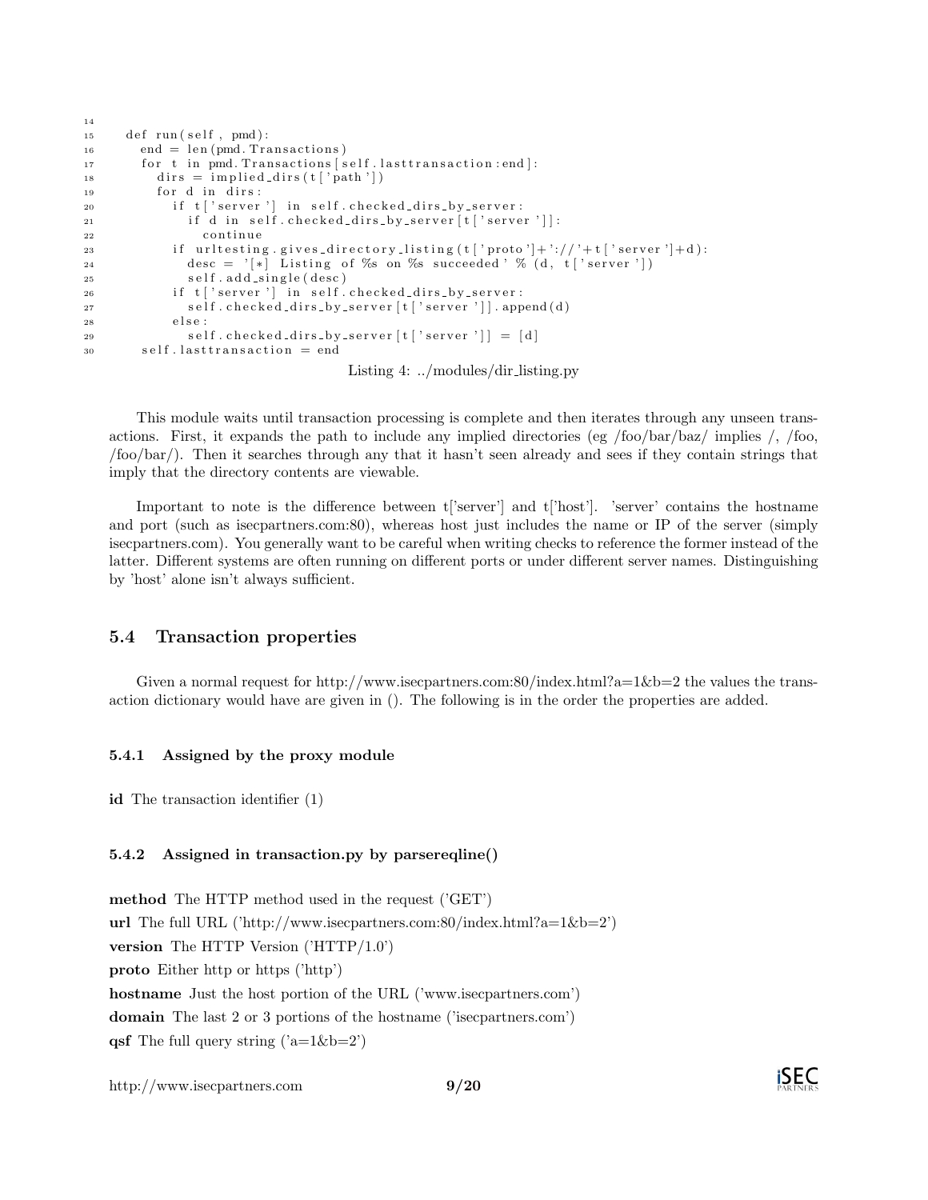```
14
15    def run(self, pmd):
16      end = len(pmd.Transactions)
17      for t in pmd.Transactions[self.lasttransaction:end]:
18        dirs = implied_dirs(t['path'])
19        for d in dirs:
20          if t['server'] in self.checked_dirs_by_server:
21            if d in self.checked_dirs_by_server[t['server']]:
22              continue
23          if urltesting.gives_directory_listing(t['proto']+'://'+t['server']+d):
24            desc = '[*] Listing of %s on %s succeeded' % (d, t['server'])
25            self.add_single(desc)
26          if t['server'] in self.checked_dirs_by_server:
27            self.checked_dirs_by_server[t['server']].append(d)
28          else:
29            self.checked_dirs_by_server[t['server']] = [d]
30      self.lasttransaction = end
```

Listing 4: ../modules/dir_listing.py

This module waits until transaction processing is complete and then iterates through any unseen transactions. First, it expands the path to include any implied directories (eg /foo/bar/baz/ implies /, /foo, /foo/bar/). Then it searches through any that it hasn't seen already and sees if they contain strings that imply that the directory contents are viewable.

Important to note is the difference between t['server'] and t['host']. 'server' contains the hostname and port (such as isecpartners.com:80), whereas host just includes the name or IP of the server (simply isecpartners.com). You generally want to be careful when writing checks to reference the former instead of the latter. Different systems are often running on different ports or under different server names. Distinguishing by 'host' alone isn't always sufficient.

## 5.4 Transaction properties

Given a normal request for http://www.isecpartners.com:80/index.html?a=1&b=2 the values the transaction dictionary would have are given in (). The following is in the order the properties are added.

### 5.4.1 Assigned by the proxy module

**id** The transaction identifier (1)

### 5.4.2 Assigned in transaction.py by parsereqline()

**method** The HTTP method used in the request ('GET')

**url** The full URL ('http://www.isecpartners.com:80/index.html?a=1&b=2')

**version** The HTTP Version ('HTTP/1.0')

**proto** Either http or https ('http')

**hostname** Just the host portion of the URL ('www.isecpartners.com')

**domain** The last 2 or 3 portions of the hostname ('isecpartners.com')

**qsf** The full query string ('a=1&b=2')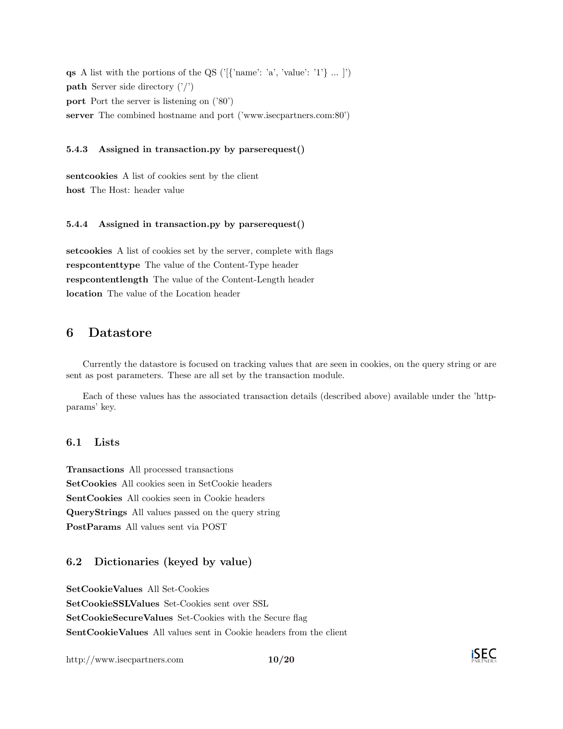**qs** A list with the portions of the QS ('[{'name': 'a', 'value': '1'} ... ]')
**path** Server side directory ('/')
**port** Port the server is listening on ('80')
**server** The combined hostname and port ('www.isecpartners.com:80')

#### 5.4.3 Assigned in transaction.py by parserequest()

**sentcookies** A list of cookies sent by the client
**host** The Host: header value

#### 5.4.4 Assigned in transaction.py by parserequest()

**setcookies** A list of cookies set by the server, complete with flags
**respcontenttype** The value of the Content-Type header
**respcontentlength** The value of the Content-Length header
**location** The value of the Location header

## 6 Datastore

Currently the datastore is focused on tracking values that are seen in cookies, on the query string or are sent as post parameters. These are all set by the transaction module.

Each of these values has the associated transaction details (described above) available under the 'httpparams' key.

### 6.1 Lists

**Transactions** All processed transactions
**SetCookies** All cookies seen in SetCookie headers
**SentCookies** All cookies seen in Cookie headers
**QueryStrings** All values passed on the query string
**PostParams** All values sent via POST

### 6.2 Dictionaries (keyed by value)

**SetCookieValues** All Set-Cookies
**SetCookieSSLValues** Set-Cookies sent over SSL
**SetCookieSecureValues** Set-Cookies with the Secure flag
**SentCookieValues** All values sent in Cookie headers from the client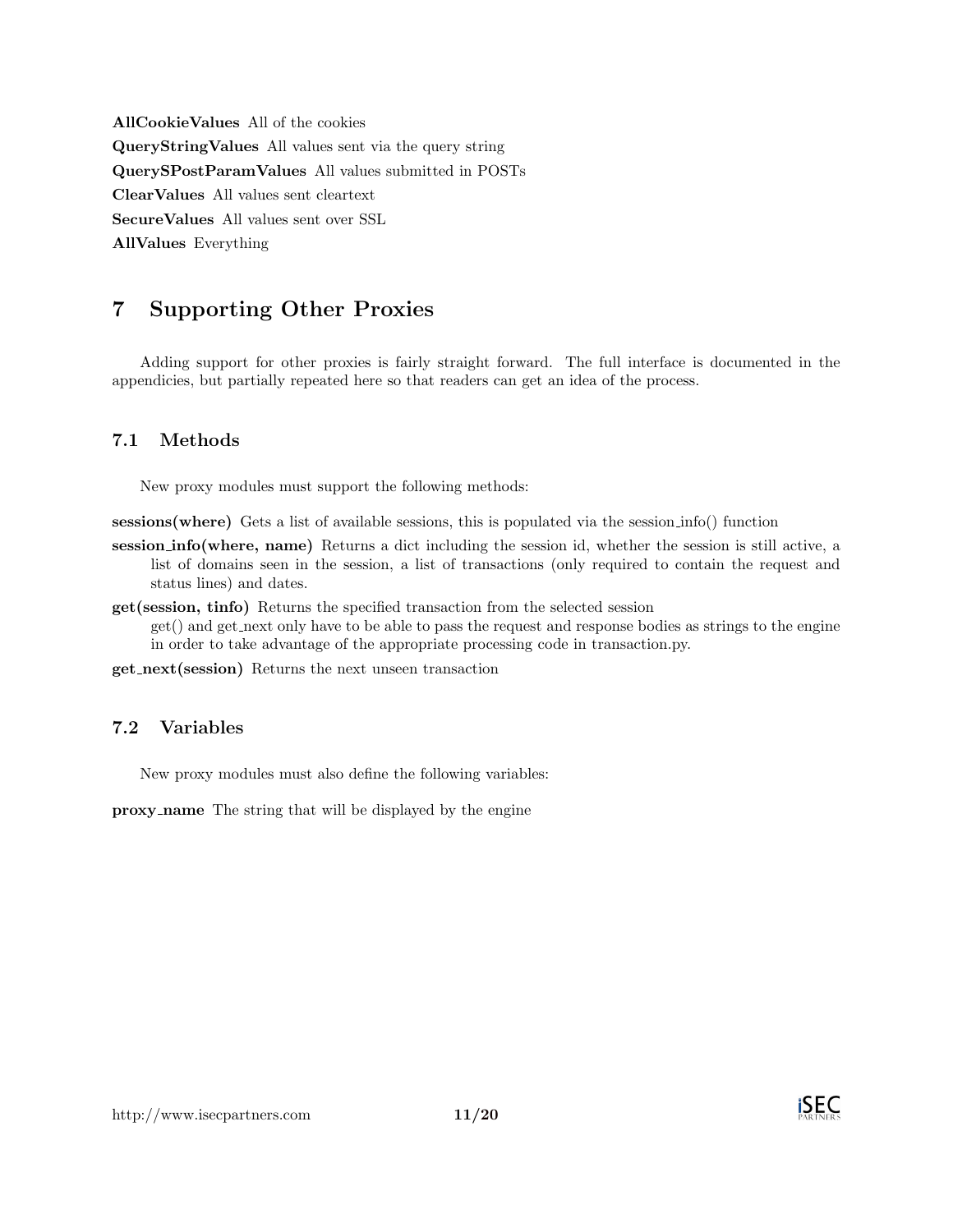**AllCookieValues** All of the cookies

**QueryStringValues** All values sent via the query string

**QuerySPostParamValues** All values submitted in POSTs

**ClearValues** All values sent cleartext

**SecureValues** All values sent over SSL

**AllValues** Everything

# 7 Supporting Other Proxies

Adding support for other proxies is fairly straight forward. The full interface is documented in the appendicies, but partially repeated here so that readers can get an idea of the process.

## 7.1 Methods

New proxy modules must support the following methods:

**sessions(where)** Gets a list of available sessions, this is populated via the session_info() function

**session_info(where, name)** Returns a dict including the session id, whether the session is still active, a list of domains seen in the session, a list of transactions (only required to contain the request and status lines) and dates.

**get(session, tinfo)** Returns the specified transaction from the selected session
get() and get_next only have to be able to pass the request and response bodies as strings to the engine in order to take advantage of the appropriate processing code in transaction.py.

**get_next(session)** Returns the next unseen transaction

## 7.2 Variables

New proxy modules must also define the following variables:

**proxy_name** The string that will be displayed by the engine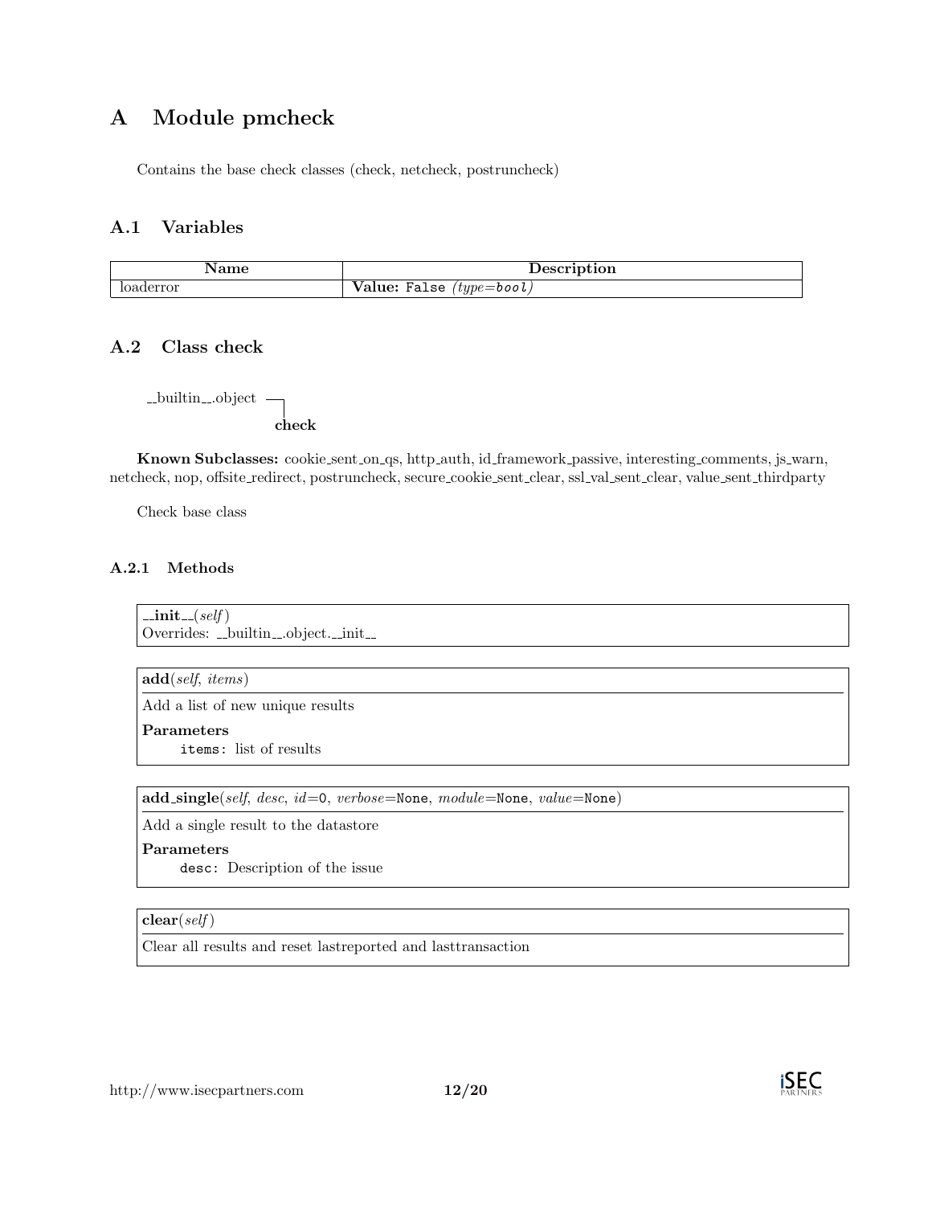# A Module pmcheck

Contains the base check classes (check, netcheck, postruncheck)

## A.1 Variables

| Name | Description |
|---|---|
| loaderror | **Value:** `False` *(type=bool)* |

## A.2 Class check

```
__builtin__.object ─┐
                    check
```

**Known Subclasses:** cookie_sent_on_qs, http_auth, id_framework_passive, interesting_comments, js_warn, netcheck, nop, offsite_redirect, postruncheck, secure_cookie_sent_clear, ssl_val_sent_clear, value_sent_thirdparty

Check base class

### A.2.1 Methods

**__init__**(*self*)

Overrides: __builtin__.object.__init__

---

**add**(*self*, *items*)

Add a list of new unique results

**Parameters**

`items:` list of results

---

**add_single**(*self*, *desc*, *id*=`0`, *verbose*=`None`, *module*=`None`, *value*=`None`)

Add a single result to the datastore

**Parameters**

`desc:` Description of the issue

---

**clear**(*self*)

Clear all results and reset lastreported and lasttransaction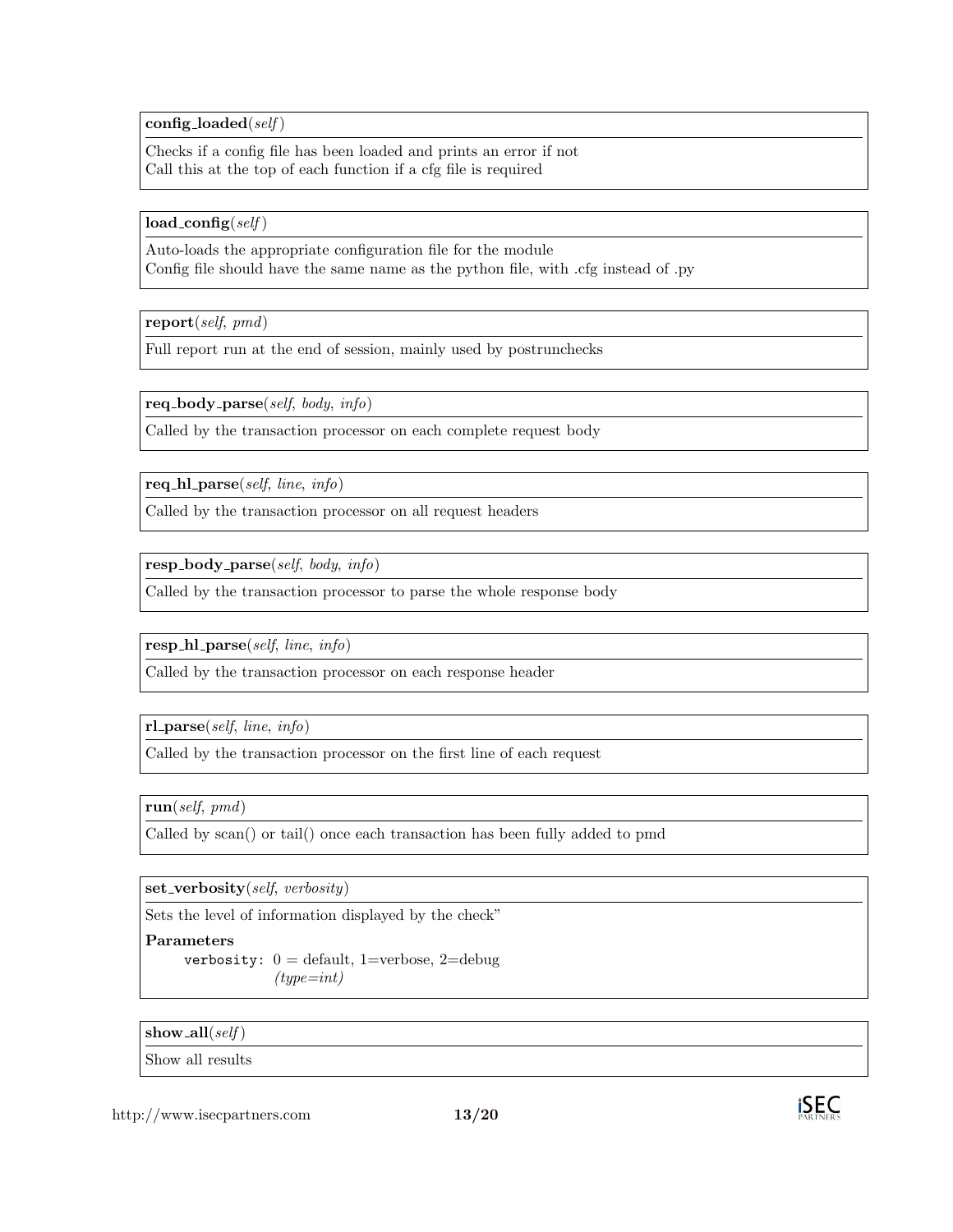**config_loaded**(*self*)

Checks if a config file has been loaded and prints an error if not
Call this at the top of each function if a cfg file is required

---

**load_config**(*self*)

Auto-loads the appropriate configuration file for the module
Config file should have the same name as the python file, with .cfg instead of .py

---

**report**(*self*, *pmd*)

Full report run at the end of session, mainly used by postrunchecks

---

**req_body_parse**(*self*, *body*, *info*)

Called by the transaction processor on each complete request body

---

**req_hl_parse**(*self*, *line*, *info*)

Called by the transaction processor on all request headers

---

**resp_body_parse**(*self*, *body*, *info*)

Called by the transaction processor to parse the whole response body

---

**resp_hl_parse**(*self*, *line*, *info*)

Called by the transaction processor on each response header

---

**rl_parse**(*self*, *line*, *info*)

Called by the transaction processor on the first line of each request

---

**run**(*self*, *pmd*)

Called by scan() or tail() once each transaction has been fully added to pmd

---

**set_verbosity**(*self*, *verbosity*)

Sets the level of information displayed by the check"

**Parameters**

`verbosity`: 0 = default, 1=verbose, 2=debug
*(type=int)*

---

**show_all**(*self*)

Show all results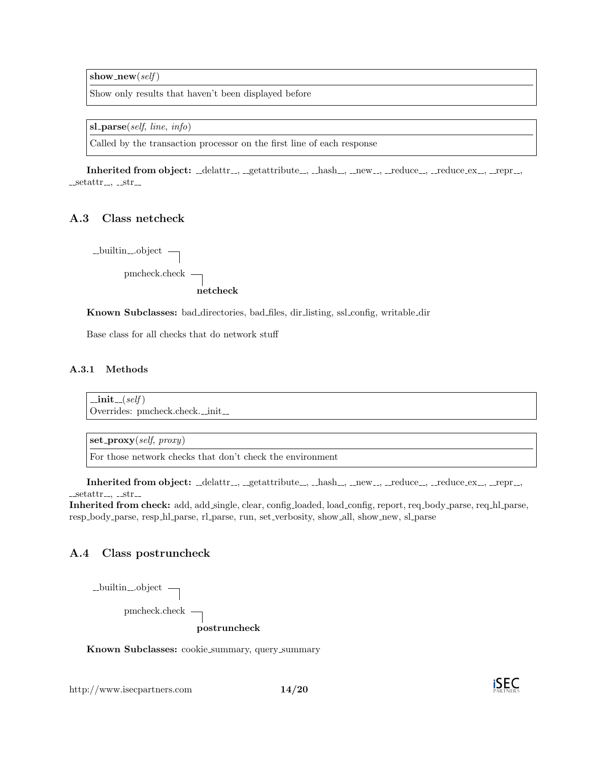**show_new**(*self*)

Show only results that haven't been displayed before

**sl_parse**(*self*, *line*, *info*)

Called by the transaction processor on the first line of each response

**Inherited from object:** __delattr__, __getattribute__, __hash__, __new__, __reduce__, __reduce_ex__, __repr__, __setattr__, __str__

## A.3 Class netcheck

```
__builtin__.object
    pmcheck.check
        netcheck
```

**Known Subclasses:** bad_directories, bad_files, dir_listing, ssl_config, writable_dir

Base class for all checks that do network stuff

### A.3.1 Methods

**__init__**(*self*)
Overrides: pmcheck.check.__init__

**set_proxy**(*self*, *proxy*)

For those network checks that don't check the environment

**Inherited from object:** __delattr__, __getattribute__, __hash__, __new__, __reduce__, __reduce_ex__, __repr__, __setattr__, __str__

**Inherited from check:** add, add_single, clear, config_loaded, load_config, report, req_body_parse, req_hl_parse, resp_body_parse, resp_hl_parse, rl_parse, run, set_verbosity, show_all, show_new, sl_parse

## A.4 Class postruncheck

```
__builtin__.object
    pmcheck.check
        postruncheck
```

**Known Subclasses:** cookie_summary, query_summary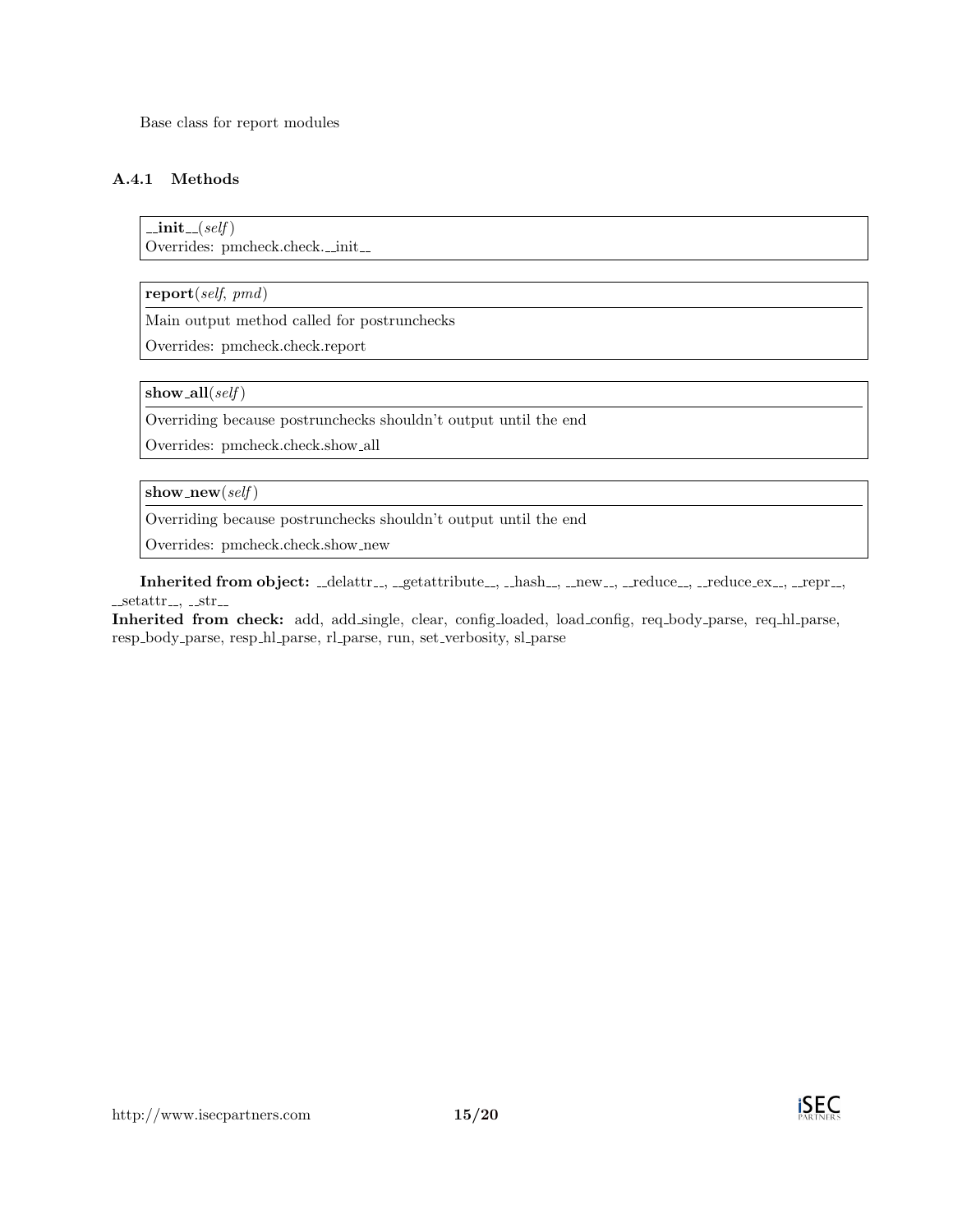Base class for report modules

### A.4.1 Methods

**__init__**(*self*)
Overrides: pmcheck.check.__init__

**report**(*self*, *pmd*)

Main output method called for postrunchecks

Overrides: pmcheck.check.report

**show_all**(*self*)

Overriding because postrunchecks shouldn't output until the end

Overrides: pmcheck.check.show_all

**show_new**(*self*)

Overriding because postrunchecks shouldn't output until the end

Overrides: pmcheck.check.show_new

**Inherited from object:** __delattr__, __getattribute__, __hash__, __new__, __reduce__, __reduce_ex__, __repr__, __setattr__, __str__

**Inherited from check:** add, add_single, clear, config_loaded, load_config, req_body_parse, req_hl_parse, resp_body_parse, resp_hl_parse, rl_parse, run, set_verbosity, sl_parse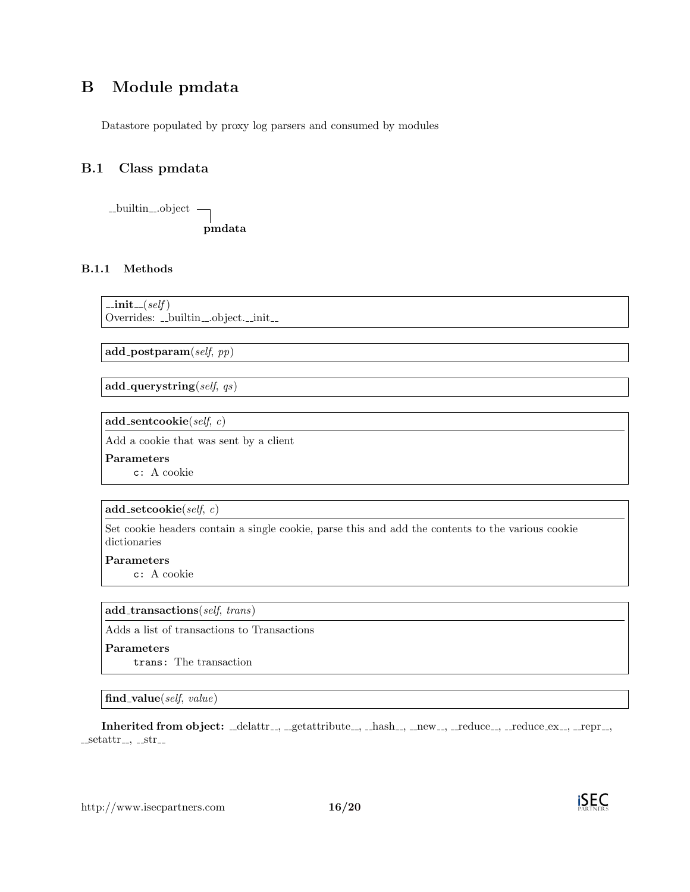# B Module pmdata

Datastore populated by proxy log parsers and consumed by modules

## B.1 Class pmdata

```
__builtin__.object ─┐
                    pmdata
```

### B.1.1 Methods

**__init__**(*self*)
Overrides: __builtin__.object.__init__

---

**add_postparam**(*self*, *pp*)

---

**add_querystring**(*self*, *qs*)

---

**add_sentcookie**(*self*, *c*)

Add a cookie that was sent by a client

**Parameters**

`c`: A cookie

---

**add_setcookie**(*self*, *c*)

Set cookie headers contain a single cookie, parse this and add the contents to the various cookie dictionaries

**Parameters**

`c`: A cookie

---

**add_transactions**(*self*, *trans*)

Adds a list of transactions to Transactions

**Parameters**

`trans`: The transaction

---

**find_value**(*self*, *value*)

---

**Inherited from object:** __delattr__, __getattribute__, __hash__, __new__, __reduce__, __reduce_ex__, __repr__, __setattr__, __str__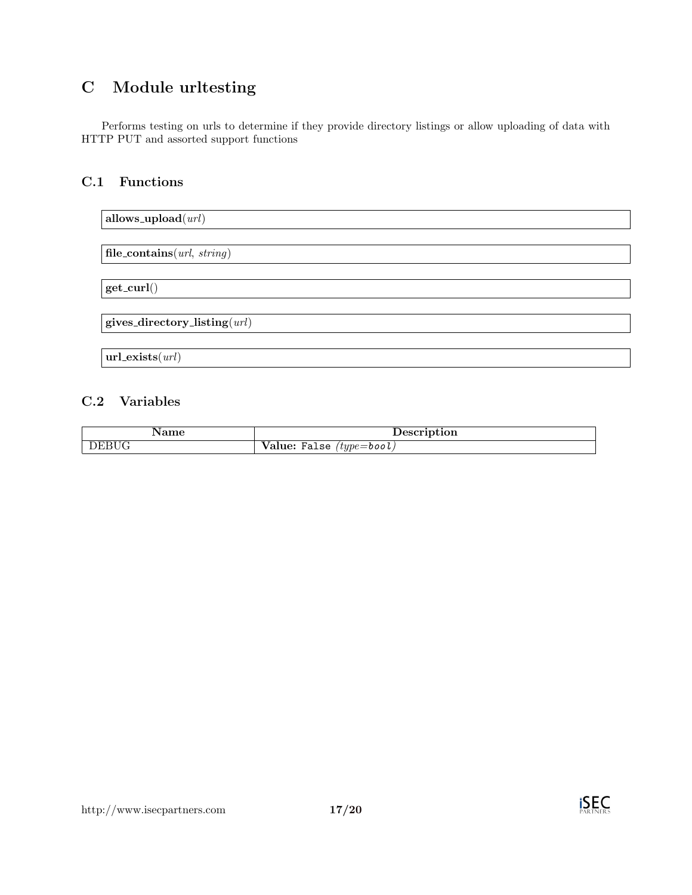# C Module urltesting

Performs testing on urls to determine if they provide directory listings or allow uploading of data with HTTP PUT and assorted support functions

## C.1 Functions

**allows_upload**(*url*)

**file_contains**(*url*, *string*)

**get_curl**()

**gives_directory_listing**(*url*)

**url_exists**(*url*)

## C.2 Variables

| Name | Description |
|---|---|
| DEBUG | **Value:** `False` *(type=bool)* |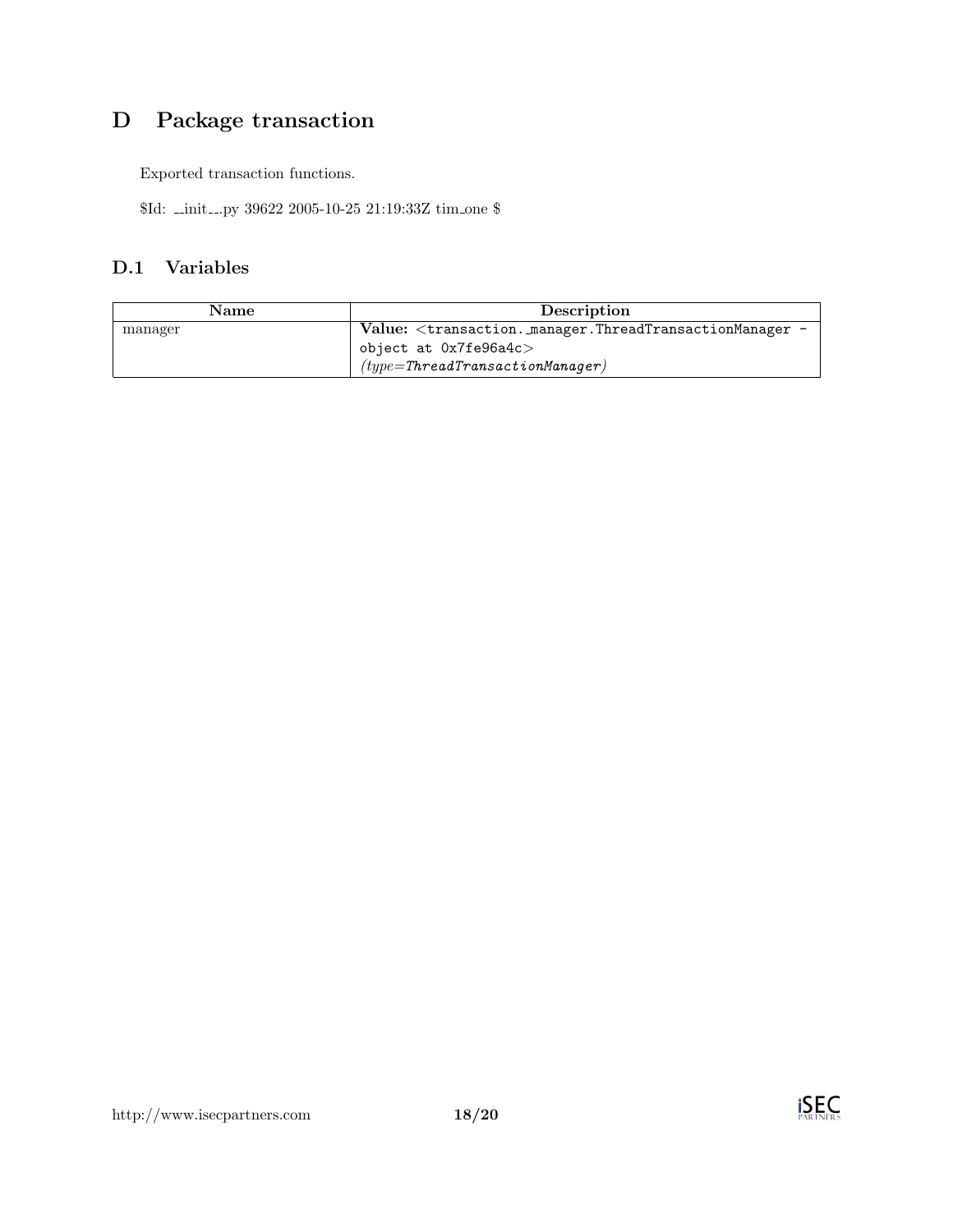# D Package transaction

Exported transaction functions.

$Id: __init__.py 39622 2005-10-25 21:19:33Z tim_one $

## D.1 Variables

| Name | Description |
|---|---|
| manager | **Value:** `<transaction._manager.ThreadTransactionManager object at 0x7fe96a4c>` *(type=ThreadTransactionManager)* |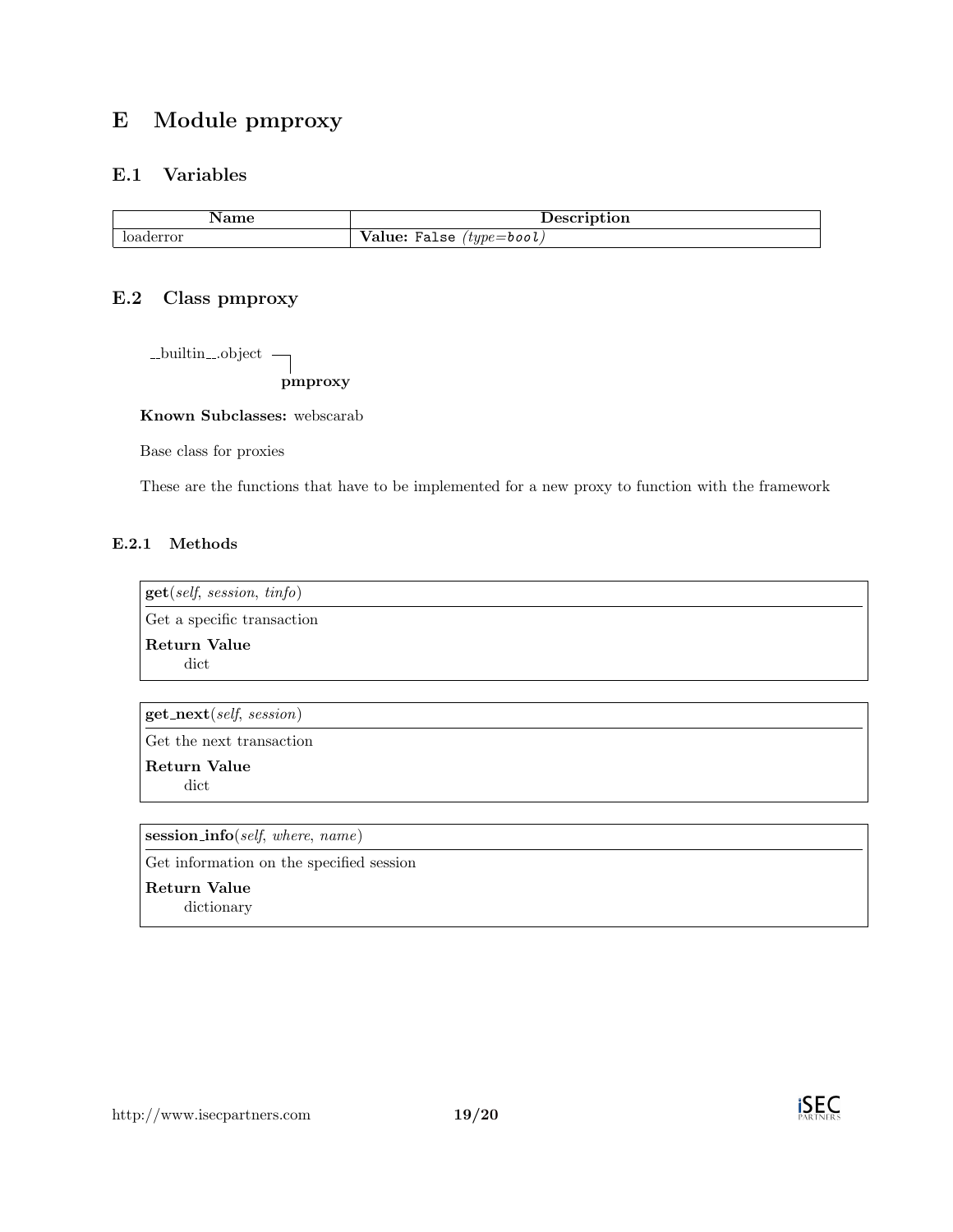# E Module pmproxy

## E.1 Variables

| Name | Description |
|---|---|
| loaderror | **Value:** `False` *(type=bool)* |

## E.2 Class pmproxy

```
__builtin__.object ─┐
                    pmproxy
```

**Known Subclasses:** webscarab

Base class for proxies

These are the functions that have to be implemented for a new proxy to function with the framework

### E.2.1 Methods

**get**(*self*, *session*, *tinfo*)

Get a specific transaction

**Return Value**
dict

---

**get_next**(*self*, *session*)

Get the next transaction

**Return Value**
dict

---

**session_info**(*self*, *where*, *name*)

Get information on the specified session

**Return Value**
dictionary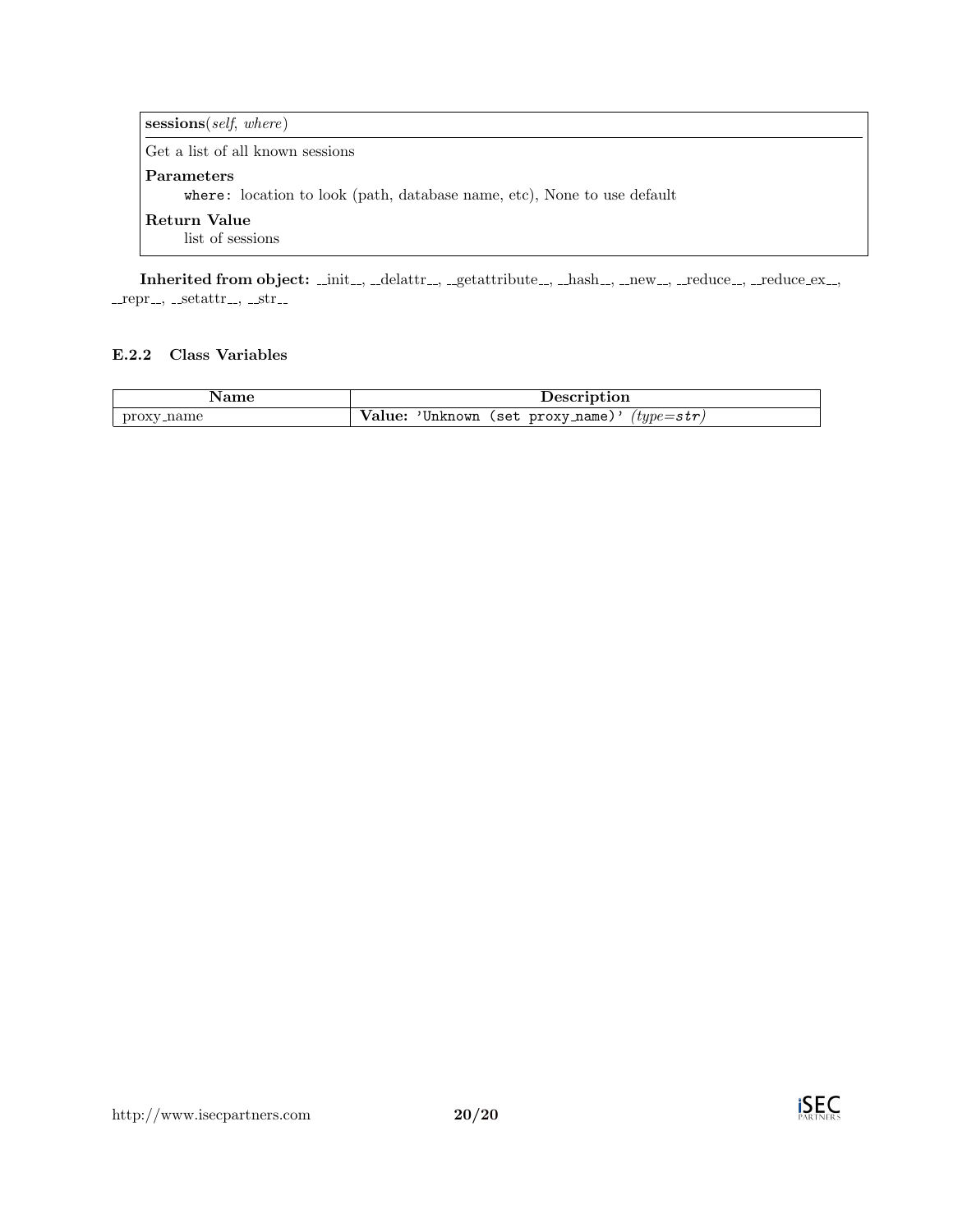**sessions**(*self*, *where*)

Get a list of all known sessions

**Parameters**

`where`: location to look (path, database name, etc), None to use default

**Return Value**

list of sessions

**Inherited from object:** __init__, __delattr__, __getattribute__, __hash__, __new__, __reduce__, __reduce_ex__, __repr__, __setattr__, __str__

### E.2.2 Class Variables

| Name | Description |
|---|---|
| proxy_name | **Value:** `'Unknown (set proxy_name)'` *(type=*`str`*)* |